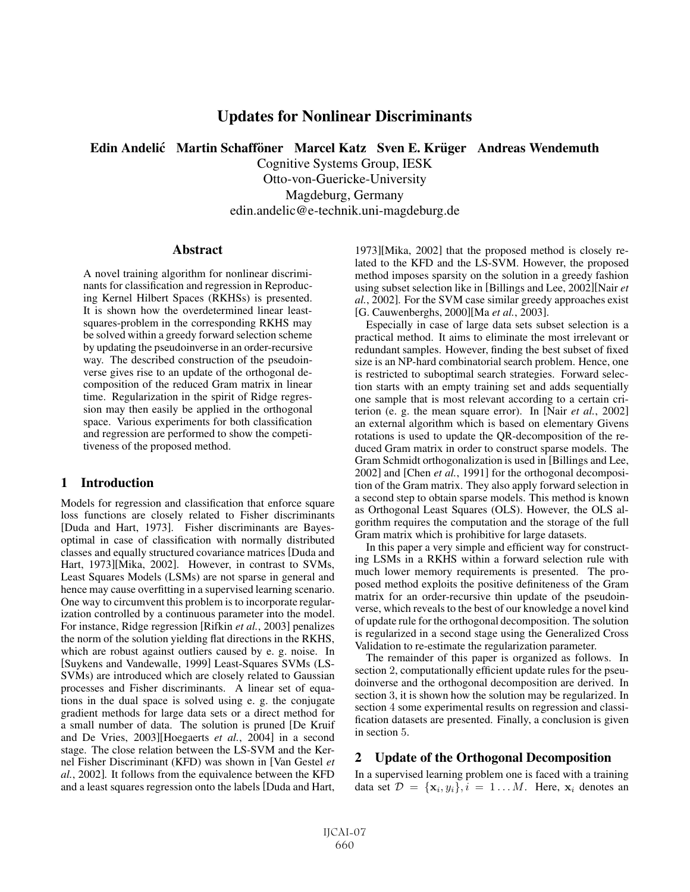# Updates for Nonlinear Discriminants

**Edin Andelić Martin Schafföner Marcel Katz Sven E. Krüger Andreas Wendemuth**

Cognitive Systems Group, IESK
Otto-von-Guericke-University
Magdeburg, Germany
edin.andelic@e-technik.uni-magdeburg.de

## Abstract

A novel training algorithm for nonlinear discriminants for classification and regression in Reproducing Kernel Hilbert Spaces (RKHSs) is presented. It is shown how the overdetermined linear least-squares-problem in the corresponding RKHS may be solved within a greedy forward selection scheme by updating the pseudoinverse in an order-recursive way. The described construction of the pseudoinverse gives rise to an update of the orthogonal decomposition of the reduced Gram matrix in linear time. Regularization in the spirit of Ridge regression may then easily be applied in the orthogonal space. Various experiments for both classification and regression are performed to show the competitiveness of the proposed method.

## 1 Introduction

Models for regression and classification that enforce square loss functions are closely related to Fisher discriminants [Duda and Hart, 1973]. Fisher discriminants are Bayes-optimal in case of classification with normally distributed classes and equally structured covariance matrices [Duda and Hart, 1973][Mika, 2002]. However, in contrast to SVMs, Least Squares Models (LSMs) are not sparse in general and hence may cause overfitting in a supervised learning scenario. One way to circumvent this problem is to incorporate regularization controlled by a continuous parameter into the model. For instance, Ridge regression [Rifkin *et al.*, 2003] penalizes the norm of the solution yielding flat directions in the RKHS, which are robust against outliers caused by e. g. noise. In [Suykens and Vandewalle, 1999] Least-Squares SVMs (LS-SVMs) are introduced which are closely related to Gaussian processes and Fisher discriminants. A linear set of equations in the dual space is solved using e. g. the conjugate gradient methods for large data sets or a direct method for a small number of data. The solution is pruned [De Kruif and De Vries, 2003][Hoegaerts *et al.*, 2004] in a second stage. The close relation between the LS-SVM and the Kernel Fisher Discriminant (KFD) was shown in [Van Gestel *et al.*, 2002]. It follows from the equivalence between the KFD and a least squares regression onto the labels [Duda and Hart, 1973][Mika, 2002] that the proposed method is closely related to the KFD and the LS-SVM. However, the proposed method imposes sparsity on the solution in a greedy fashion using subset selection like in [Billings and Lee, 2002][Nair *et al.*, 2002]. For the SVM case similar greedy approaches exist [G. Cauwenberghs, 2000][Ma *et al.*, 2003].

Especially in case of large data sets subset selection is a practical method. It aims to eliminate the most irrelevant or redundant samples. However, finding the best subset of fixed size is an NP-hard combinatorial search problem. Hence, one is restricted to suboptimal search strategies. Forward selection starts with an empty training set and adds sequentially one sample that is most relevant according to a certain criterion (e. g. the mean square error). In [Nair *et al.*, 2002] an external algorithm which is based on elementary Givens rotations is used to update the QR-decomposition of the reduced Gram matrix in order to construct sparse models. The Gram Schmidt orthogonalization is used in [Billings and Lee, 2002] and [Chen *et al.*, 1991] for the orthogonal decomposition of the Gram matrix. They also apply forward selection in a second step to obtain sparse models. This method is known as Orthogonal Least Squares (OLS). However, the OLS algorithm requires the computation and the storage of the full Gram matrix which is prohibitive for large datasets.

In this paper a very simple and efficient way for constructing LSMs in a RKHS within a forward selection rule with much lower memory requirements is presented. The proposed method exploits the positive definiteness of the Gram matrix for an order-recursive thin update of the pseudoinverse, which reveals to the best of our knowledge a novel kind of update rule for the orthogonal decomposition. The solution is regularized in a second stage using the Generalized Cross Validation to re-estimate the regularization parameter.

The remainder of this paper is organized as follows. In section 2, computationally efficient update rules for the pseudoinverse and the orthogonal decomposition are derived. In section 3, it is shown how the solution may be regularized. In section 4 some experimental results on regression and classification datasets are presented. Finally, a conclusion is given in section 5.

## 2 Update of the Orthogonal Decomposition

In a supervised learning problem one is faced with a training data set $\mathcal{D} = \{\mathbf{x}_i, y_i\}, i = 1 \ldots M$. Here, $\mathbf{x}_i$ denotes an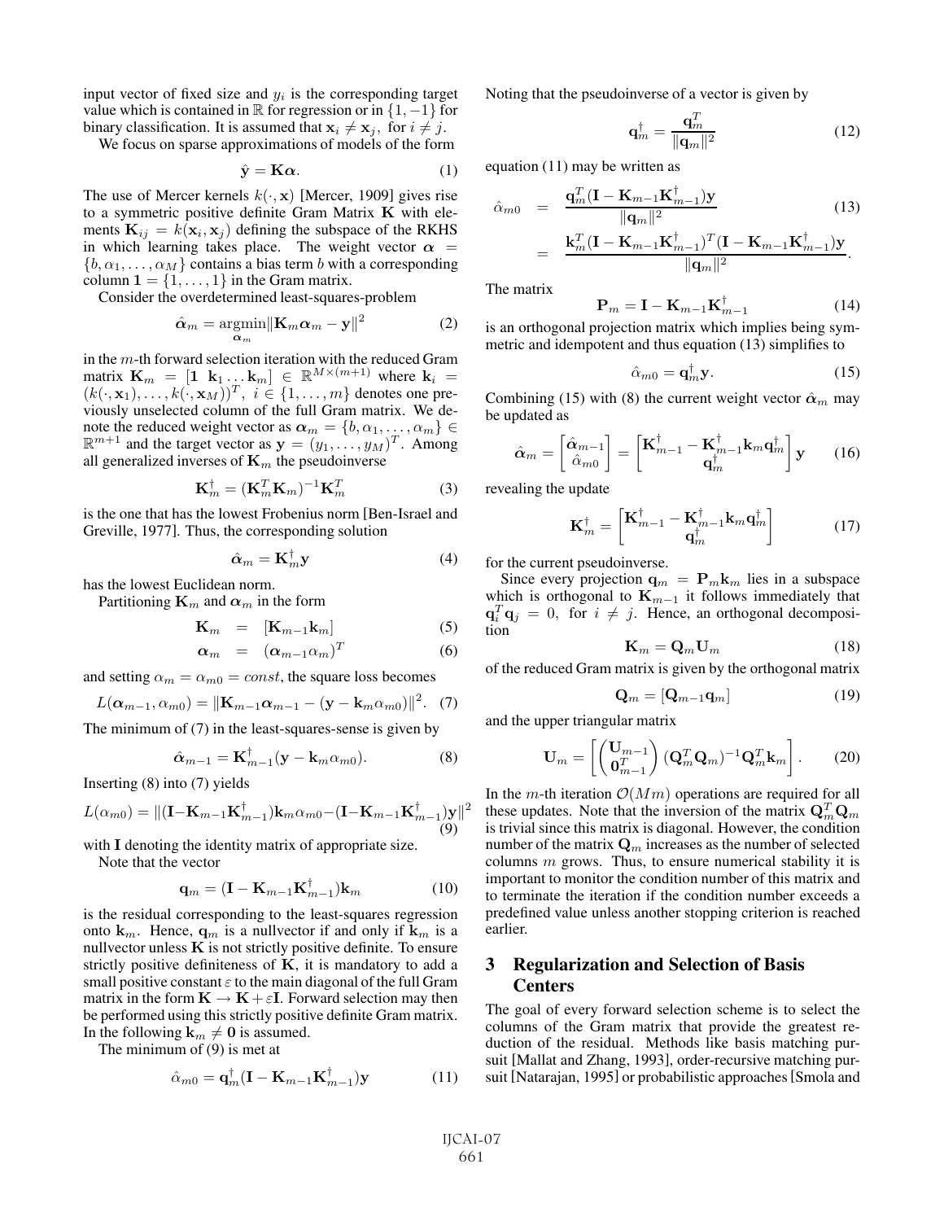input vector of fixed size and $y_i$ is the corresponding target value which is contained in $\mathbb{R}$ for regression or in $\{1, -1\}$ for binary classification. It is assumed that $\mathbf{x}_i \neq \mathbf{x}_j$, for $i \neq j$.

We focus on sparse approximations of models of the form

$$\hat{\mathbf{y}} = \mathbf{K}\boldsymbol{\alpha}. \tag{1}$$

The use of Mercer kernels $k(\cdot, \mathbf{x})$ [Mercer, 1909] gives rise to a symmetric positive definite Gram Matrix $\mathbf{K}$ with elements $\mathbf{K}_{ij} = k(\mathbf{x}_i, \mathbf{x}_j)$ defining the subspace of the RKHS in which learning takes place. The weight vector $\boldsymbol{\alpha} = \{b, \alpha_1, \ldots, \alpha_M\}$ contains a bias term $b$ with a corresponding column $\mathbf{1} = \{1, \ldots, 1\}$ in the Gram matrix.

Consider the overdetermined least-squares-problem

$$\hat{\boldsymbol{\alpha}}_m = \underset{\boldsymbol{\alpha}_m}{\operatorname{argmin}} \|\mathbf{K}_m \boldsymbol{\alpha}_m - \mathbf{y}\|^2 \tag{2}$$

in the $m$-th forward selection iteration with the reduced Gram matrix $\mathbf{K}_m = [\mathbf{1}\ \mathbf{k}_1 \ldots \mathbf{k}_m] \in \mathbb{R}^{M \times (m+1)}$ where $\mathbf{k}_i = (k(\cdot, \mathbf{x}_1), \ldots, k(\cdot, \mathbf{x}_M))^T$, $i \in \{1, \ldots, m\}$ denotes one previously unselected column of the full Gram matrix. We denote the reduced weight vector as $\boldsymbol{\alpha}_m = \{b, \alpha_1, \ldots, \alpha_m\} \in \mathbb{R}^{m+1}$ and the target vector as $\mathbf{y} = (y_1, \ldots, y_M)^T$. Among all generalized inverses of $\mathbf{K}_m$ the pseudoinverse

$$\mathbf{K}_m^\dagger = (\mathbf{K}_m^T \mathbf{K}_m)^{-1} \mathbf{K}_m^T \tag{3}$$

is the one that has the lowest Frobenius norm [Ben-Israel and Greville, 1977]. Thus, the corresponding solution

$$\hat{\boldsymbol{\alpha}}_m = \mathbf{K}_m^\dagger \mathbf{y} \tag{4}$$

has the lowest Euclidean norm.

Partitioning $\mathbf{K}_m$ and $\boldsymbol{\alpha}_m$ in the form

$$\mathbf{K}_m = [\mathbf{K}_{m-1} \mathbf{k}_m] \tag{5}$$

$$\boldsymbol{\alpha}_m = (\boldsymbol{\alpha}_{m-1} \alpha_m)^T \tag{6}$$

and setting $\alpha_m = \alpha_{m0} = const$, the square loss becomes

$$L(\boldsymbol{\alpha}_{m-1}, \alpha_{m0}) = \|\mathbf{K}_{m-1}\boldsymbol{\alpha}_{m-1} - (\mathbf{y} - \mathbf{k}_m \alpha_{m0})\|^2. \tag{7}$$

The minimum of (7) in the least-squares-sense is given by

$$\hat{\boldsymbol{\alpha}}_{m-1} = \mathbf{K}_{m-1}^\dagger (\mathbf{y} - \mathbf{k}_m \alpha_{m0}). \tag{8}$$

Inserting (8) into (7) yields

$$L(\alpha_{m0}) = \|(\mathbf{I} - \mathbf{K}_{m-1}\mathbf{K}_{m-1}^\dagger)\mathbf{k}_m \alpha_{m0} - (\mathbf{I} - \mathbf{K}_{m-1}\mathbf{K}_{m-1}^\dagger)\mathbf{y}\|^2 \tag{9}$$

with $\mathbf{I}$ denoting the identity matrix of appropriate size.

Note that the vector

$$\mathbf{q}_m = (\mathbf{I} - \mathbf{K}_{m-1}\mathbf{K}_{m-1}^\dagger)\mathbf{k}_m \tag{10}$$

is the residual corresponding to the least-squares regression onto $\mathbf{k}_m$. Hence, $\mathbf{q}_m$ is a nullvector if and only if $\mathbf{k}_m$ is a nullvector unless $\mathbf{K}$ is not strictly positive definite. To ensure strictly positive definiteness of $\mathbf{K}$, it is mandatory to add a small positive constant $\varepsilon$ to the main diagonal of the full Gram matrix in the form $\mathbf{K} \rightarrow \mathbf{K} + \varepsilon \mathbf{I}$. Forward selection may then be performed using this strictly positive definite Gram matrix. In the following $\mathbf{k}_m \neq \mathbf{0}$ is assumed.

The minimum of (9) is met at

$$\hat{\alpha}_{m0} = \mathbf{q}_m^\dagger (\mathbf{I} - \mathbf{K}_{m-1}\mathbf{K}_{m-1}^\dagger)\mathbf{y} \tag{11}$$

Noting that the pseudoinverse of a vector is given by

$$\mathbf{q}_m^\dagger = \frac{\mathbf{q}_m^T}{\|\mathbf{q}_m\|^2} \tag{12}$$

equation (11) may be written as

$$\begin{aligned} \hat{\alpha}_{m0} &= \frac{\mathbf{q}_m^T (\mathbf{I} - \mathbf{K}_{m-1}\mathbf{K}_{m-1}^\dagger)\mathbf{y}}{\|\mathbf{q}_m\|^2} \\ &= \frac{\mathbf{k}_m^T (\mathbf{I} - \mathbf{K}_{m-1}\mathbf{K}_{m-1}^\dagger)^T (\mathbf{I} - \mathbf{K}_{m-1}\mathbf{K}_{m-1}^\dagger)\mathbf{y}}{\|\mathbf{q}_m\|^2}. \end{aligned} \tag{13}$$

The matrix

$$\mathbf{P}_m = \mathbf{I} - \mathbf{K}_{m-1}\mathbf{K}_{m-1}^\dagger \tag{14}$$

is an orthogonal projection matrix which implies being symmetric and idempotent and thus equation (13) simplifies to

$$\hat{\alpha}_{m0} = \mathbf{q}_m^\dagger \mathbf{y}. \tag{15}$$

Combining (15) with (8) the current weight vector $\hat{\boldsymbol{\alpha}}_m$ may be updated as

$$\hat{\boldsymbol{\alpha}}_m = \begin{bmatrix} \hat{\boldsymbol{\alpha}}_{m-1} \\ \hat{\alpha}_{m0} \end{bmatrix} = \begin{bmatrix} \mathbf{K}_{m-1}^\dagger - \mathbf{K}_{m-1}^\dagger \mathbf{k}_m \mathbf{q}_m^\dagger \\ \mathbf{q}_m^\dagger \end{bmatrix} \mathbf{y} \tag{16}$$

revealing the update

$$\mathbf{K}_m^\dagger = \begin{bmatrix} \mathbf{K}_{m-1}^\dagger - \mathbf{K}_{m-1}^\dagger \mathbf{k}_m \mathbf{q}_m^\dagger \\ \mathbf{q}_m^\dagger \end{bmatrix} \tag{17}$$

for the current pseudoinverse.

Since every projection $\mathbf{q}_m = \mathbf{P}_m \mathbf{k}_m$ lies in a subspace which is orthogonal to $\mathbf{K}_{m-1}$ it follows immediately that $\mathbf{q}_i^T \mathbf{q}_j = 0$, for $i \neq j$. Hence, an orthogonal decomposition

$$\mathbf{K}_m = \mathbf{Q}_m \mathbf{U}_m \tag{18}$$

of the reduced Gram matrix is given by the orthogonal matrix

$$\mathbf{Q}_m = [\mathbf{Q}_{m-1} \mathbf{q}_m] \tag{19}$$

and the upper triangular matrix

$$\mathbf{U}_m = \left[ \begin{pmatrix} \mathbf{U}_{m-1} \\ \mathbf{0}_{m-1}^T \end{pmatrix} (\mathbf{Q}_m^T \mathbf{Q}_m)^{-1} \mathbf{Q}_m^T \mathbf{k}_m \right]. \tag{20}$$

In the $m$-th iteration $\mathcal{O}(Mm)$ operations are required for all these updates. Note that the inversion of the matrix $\mathbf{Q}_m^T \mathbf{Q}_m$ is trivial since this matrix is diagonal. However, the condition number of the matrix $\mathbf{Q}_m$ increases as the number of selected columns $m$ grows. Thus, to ensure numerical stability it is important to monitor the condition number of this matrix and to terminate the iteration if the condition number exceeds a predefined value unless another stopping criterion is reached earlier.

## 3 Regularization and Selection of Basis Centers

The goal of every forward selection scheme is to select the columns of the Gram matrix that provide the greatest reduction of the residual. Methods like basis matching pursuit [Mallat and Zhang, 1993], order-recursive matching pursuit [Natarajan, 1995] or probabilistic approaches [Smola and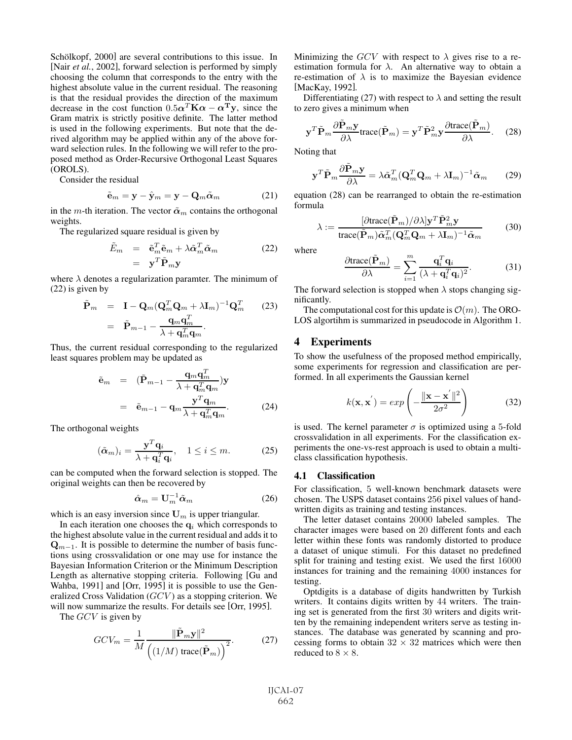Schölkopf, 2000] are several contributions to this issue. In [Nair *et al.*, 2002], forward selection is performed by simply choosing the column that corresponds to the entry with the highest absolute value in the current residual. The reasoning is that the residual provides the direction of the maximum decrease in the cost function $0.5\boldsymbol{\alpha}^T\mathbf{K}\boldsymbol{\alpha} - \boldsymbol{\alpha}^\mathbf{T}\mathbf{y}$, since the Gram matrix is strictly positive definite. The latter method is used in the following experiments. But note that the derived algorithm may be applied within any of the above forward selection rules. In the following we will refer to the proposed method as Order-Recursive Orthogonal Least Squares (OROLS).

Consider the residual

$$\tilde{\mathbf{e}}_m = \mathbf{y} - \hat{\mathbf{y}}_m = \mathbf{y} - \mathbf{Q}_m\tilde{\boldsymbol{\alpha}}_m \tag{21}$$

in the $m$-th iteration. The vector $\tilde{\boldsymbol{\alpha}}_m$ contains the orthogonal weights.

The regularized square residual is given by

$$\begin{aligned} \tilde{E}_m &= \tilde{\mathbf{e}}_m^T\tilde{\mathbf{e}}_m + \lambda\tilde{\boldsymbol{\alpha}}_m^T\tilde{\boldsymbol{\alpha}}_m \\ &= \mathbf{y}^T\tilde{\mathbf{P}}_m\mathbf{y} \end{aligned} \tag{22}$$

where $\lambda$ denotes a regularization paramter. The minimum of (22) is given by

$$\begin{aligned} \tilde{\mathbf{P}}_m &= \mathbf{I} - \mathbf{Q}_m(\mathbf{Q}_m^T\mathbf{Q}_m + \lambda\mathbf{I}_m)^{-1}\mathbf{Q}_m^T \\ &= \tilde{\mathbf{P}}_{m-1} - \frac{\mathbf{q}_m\mathbf{q}_m^T}{\lambda + \mathbf{q}_m^T\mathbf{q}_m}. \end{aligned} \tag{23}$$

Thus, the current residual corresponding to the regularized least squares problem may be updated as

$$\begin{aligned} \tilde{\mathbf{e}}_m &= (\tilde{\mathbf{P}}_{m-1} - \frac{\mathbf{q}_m\mathbf{q}_m^T}{\lambda + \mathbf{q}_m^T\mathbf{q}_m})\mathbf{y} \\ &= \tilde{\mathbf{e}}_{m-1} - \mathbf{q}_m\frac{\mathbf{y}^T\mathbf{q}_m}{\lambda + \mathbf{q}_m^T\mathbf{q}_m}. \end{aligned} \tag{24}$$

The orthogonal weights

$$(\tilde{\boldsymbol{\alpha}}_m)_i = \frac{\mathbf{y}^T\mathbf{q}_i}{\lambda + \mathbf{q}_i^T\mathbf{q}_i}, \quad 1 \le i \le m. \tag{25}$$

can be computed when the forward selection is stopped. The original weights can then be recovered by

$$\hat{\boldsymbol{\alpha}}_m = \mathbf{U}_m^{-1}\tilde{\boldsymbol{\alpha}}_m \tag{26}$$

which is an easy inversion since $\mathbf{U}_m$ is upper triangular.

In each iteration one chooses the $\mathbf{q}_i$ which corresponds to the highest absolute value in the current residual and adds it to $\mathbf{Q}_{m-1}$. It is possible to determine the number of basis functions using crossvalidation or one may use for instance the Bayesian Information Criterion or the Minimum Description Length as alternative stopping criteria. Following [Gu and Wahba, 1991] and [Orr, 1995] it is possible to use the Generalized Cross Validation ($GCV$) as a stopping criterion. We will now summarize the results. For details see [Orr, 1995].

The $GCV$ is given by

$$GCV_m = \frac{1}{M}\frac{\|\tilde{\mathbf{P}}_m\mathbf{y}\|^2}{\left((1/M)\,\text{trace}(\tilde{\mathbf{P}}_m)\right)^2}. \tag{27}$$

Minimizing the $GCV$ with respect to $\lambda$ gives rise to a re-estimation formula for $\lambda$. An alternative way to obtain a re-estimation of $\lambda$ is to maximize the Bayesian evidence [MacKay, 1992].

Differentiating (27) with respect to $\lambda$ and setting the result to zero gives a minimum when

$$\mathbf{y}^T\tilde{\mathbf{P}}_m\frac{\partial\tilde{\mathbf{P}}_m\mathbf{y}}{\partial\lambda}\text{trace}(\tilde{\mathbf{P}}_m) = \mathbf{y}^T\tilde{\mathbf{P}}_m^2\mathbf{y}\frac{\partial\text{trace}(\tilde{\mathbf{P}}_m)}{\partial\lambda}. \tag{28}$$

Noting that

$$\mathbf{y}^T\tilde{\mathbf{P}}_m\frac{\partial\tilde{\mathbf{P}}_m\mathbf{y}}{\partial\lambda} = \lambda\tilde{\boldsymbol{\alpha}}_m^T(\mathbf{Q}_m^T\mathbf{Q}_m + \lambda\mathbf{I}_m)^{-1}\tilde{\boldsymbol{\alpha}}_m \tag{29}$$

equation (28) can be rearranged to obtain the re-estimation formula

$$\lambda := \frac{[\partial\text{trace}(\tilde{\mathbf{P}}_m)/\partial\lambda]\mathbf{y}^T\tilde{\mathbf{P}}_m^2\mathbf{y}}{\text{trace}(\tilde{\mathbf{P}}_m)\tilde{\boldsymbol{\alpha}}_m^T(\mathbf{Q}_m^T\mathbf{Q}_m + \lambda\mathbf{I}_m)^{-1}\tilde{\boldsymbol{\alpha}}_m} \tag{30}$$

where

$$\frac{\partial\text{trace}(\tilde{\mathbf{P}}_m)}{\partial\lambda} = \sum_{i=1}^{m}\frac{\mathbf{q}_i^T\mathbf{q}_i}{(\lambda + \mathbf{q}_i^T\mathbf{q}_i)^2}. \tag{31}$$

The forward selection is stopped when $\lambda$ stops changing significantly.

The computational cost for this update is $\mathcal{O}(m)$. The OROLOS algortihm is summarized in pseudocode in Algorithm 1.

# 4 Experiments

To show the usefulness of the proposed method empirically, some experiments for regression and classification are performed. In all experiments the Gaussian kernel

$$k(\mathbf{x}, \mathbf{x}') = exp\left(-\frac{\|\mathbf{x} - \mathbf{x}'\|^2}{2\sigma^2}\right) \tag{32}$$

is used. The kernel parameter $\sigma$ is optimized using a 5-fold crossvalidation in all experiments. For the classification experiments the one-vs-rest approach is used to obtain a multi-class classification hypothesis.

## 4.1 Classification

For classification, 5 well-known benchmark datasets were chosen. The USPS dataset contains 256 pixel values of handwritten digits as training and testing instances.

The letter dataset contains 20000 labeled samples. The character images were based on 20 different fonts and each letter within these fonts was randomly distorted to produce a dataset of unique stimuli. For this dataset no predefined split for training and testing exist. We used the first 16000 instances for training and the remaining 4000 instances for testing.

Optdigits is a database of digits handwritten by Turkish writers. It contains digits written by 44 writers. The training set is generated from the first 30 writers and digits written by the remaining independent writers serve as testing instances. The database was generated by scanning and processing forms to obtain $32 \times 32$ matrices which were then reduced to $8 \times 8$.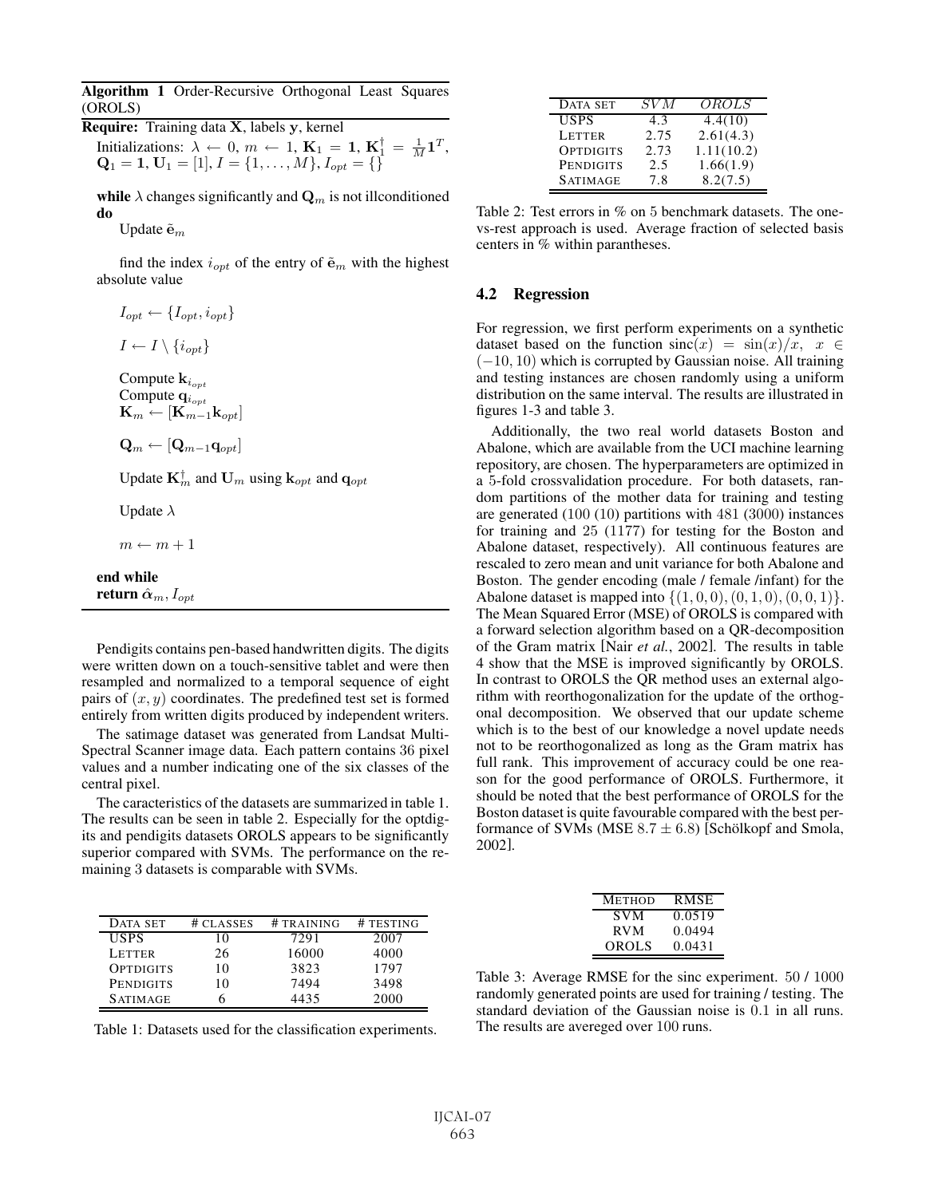**Algorithm 1** Order-Recursive Orthogonal Least Squares (OROLS)

**Require:** Training data $\mathbf{X}$, labels $\mathbf{y}$, kernel

Initializations: $\lambda \leftarrow 0$, $m \leftarrow 1$, $\mathbf{K}_1 = \mathbf{1}$, $\mathbf{K}_1^\dagger = \frac{1}{M}\mathbf{1}^T$, $\mathbf{Q}_1 = \mathbf{1}$, $\mathbf{U}_1 = [1]$, $I = \{1, \ldots, M\}$, $I_{opt} = \{\}$

**while** $\lambda$ changes significantly and $\mathbf{Q}_m$ is not illconditioned **do**

  Update $\tilde{\mathbf{e}}_m$

  find the index $i_{opt}$ of the entry of $\tilde{\mathbf{e}}_m$ with the highest absolute value

  $I_{opt} \leftarrow \{I_{opt}, i_{opt}\}$

  $I \leftarrow I \setminus \{i_{opt}\}$

  Compute $\mathbf{k}_{i_{opt}}$

  Compute $\mathbf{q}_{i_{opt}}$

  $\mathbf{K}_m \leftarrow [\mathbf{K}_{m-1}\mathbf{k}_{opt}]$

  $\mathbf{Q}_m \leftarrow [\mathbf{Q}_{m-1}\mathbf{q}_{opt}]$

  Update $\mathbf{K}_m^\dagger$ and $\mathbf{U}_m$ using $\mathbf{k}_{opt}$ and $\mathbf{q}_{opt}$

  Update $\lambda$

  $m \leftarrow m + 1$

**end while**

**return** $\hat{\boldsymbol{\alpha}}_m, I_{opt}$

Pendigits contains pen-based handwritten digits. The digits were written down on a touch-sensitive tablet and were then resampled and normalized to a temporal sequence of eight pairs of $(x, y)$ coordinates. The predefined test set is formed entirely from written digits produced by independent writers.

The satimage dataset was generated from Landsat Multi-Spectral Scanner image data. Each pattern contains 36 pixel values and a number indicating one of the six classes of the central pixel.

The caracteristics of the datasets are summarized in table 1. The results can be seen in table 2. Especially for the optdigits and pendigits datasets OROLS appears to be significantly superior compared with SVMs. The performance on the remaining 3 datasets is comparable with SVMs.

| DATA SET | # CLASSES | # TRAINING | # TESTING |
|---|---|---|---|
| USPS | 10 | 7291 | 2007 |
| LETTER | 26 | 16000 | 4000 |
| OPTDIGITS | 10 | 3823 | 1797 |
| PENDIGITS | 10 | 7494 | 3498 |
| SATIMAGE | 6 | 4435 | 2000 |

Table 1: Datasets used for the classification experiments.

| DATA SET | $SVM$ | $OROLS$ |
|---|---|---|
| USPS | 4.3 | 4.4(10) |
| LETTER | 2.75 | 2.61(4.3) |
| OPTDIGITS | 2.73 | 1.11(10.2) |
| PENDIGITS | 2.5 | 1.66(1.9) |
| SATIMAGE | 7.8 | 8.2(7.5) |

Table 2: Test errors in % on 5 benchmark datasets. The one-vs-rest approach is used. Average fraction of selected basis centers in % within parantheses.

### 4.2 Regression

For regression, we first perform experiments on a synthetic dataset based on the function $\text{sinc}(x) = \sin(x)/x$, $x \in (-10, 10)$ which is corrupted by Gaussian noise. All training and testing instances are chosen randomly using a uniform distribution on the same interval. The results are illustrated in figures 1-3 and table 3.

Additionally, the two real world datasets Boston and Abalone, which are available from the UCI machine learning repository, are chosen. The hyperparameters are optimized in a 5-fold crossvalidation procedure. For both datasets, random partitions of the mother data for training and testing are generated (100 (10) partitions with 481 (3000) instances for training and 25 (1177) for testing for the Boston and Abalone dataset, respectively). All continuous features are rescaled to zero mean and unit variance for both Abalone and Boston. The gender encoding (male / female /infant) for the Abalone dataset is mapped into $\{(1, 0, 0), (0, 1, 0), (0, 0, 1)\}$. The Mean Squared Error (MSE) of OROLS is compared with a forward selection algorithm based on a QR-decomposition of the Gram matrix [Nair *et al.*, 2002]. The results in table 4 show that the MSE is improved significantly by OROLS. In contrast to OROLS the QR method uses an external algorithm with reorthogonalization for the update of the orthogonal decomposition. We observed that our update scheme which is to the best of our knowledge a novel update needs not to be reorthogonalized as long as the Gram matrix has full rank. This improvement of accuracy could be one reason for the good performance of OROLS. Furthermore, it should be noted that the best performance of OROLS for the Boston dataset is quite favourable compared with the best performance of SVMs (MSE $8.7 \pm 6.8$) [Schölkopf and Smola, 2002].

| METHOD | RMSE |
|---|---|
| SVM | 0.0519 |
| RVM | 0.0494 |
| OROLS | 0.0431 |

Table 3: Average RMSE for the sinc experiment. 50 / 1000 randomly generated points are used for training / testing. The standard deviation of the Gaussian noise is 0.1 in all runs. The results are avereged over 100 runs.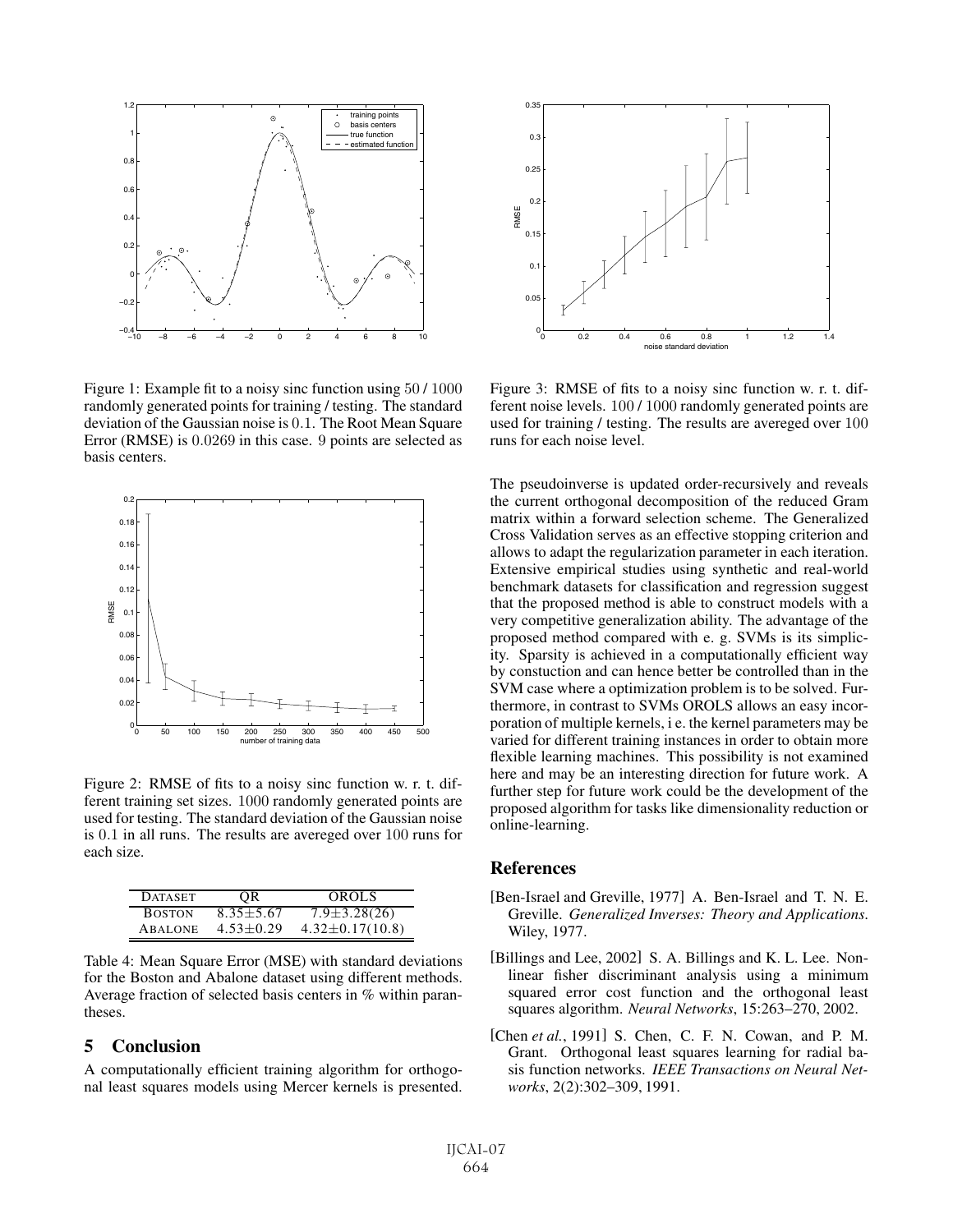Figure 1: Example fit to a noisy sinc function using $50$ / $1000$ randomly generated points for training / testing. The standard deviation of the Gaussian noise is $0.1$. The Root Mean Square Error (RMSE) is $0.0269$ in this case. $9$ points are selected as basis centers.

Figure 2: RMSE of fits to a noisy sinc function w. r. t. different training set sizes. $1000$ randomly generated points are used for testing. The standard deviation of the Gaussian noise is $0.1$ in all runs. The results are avereged over $100$ runs for each size.

| DATASET | QR | OROLS |
|---|---|---|
| BOSTON | $8.35 \pm 5.67$ | $7.9 \pm 3.28(26)$ |
| ABALONE | $4.53 \pm 0.29$ | $4.32 \pm 0.17(10.8)$ |

Table 4: Mean Square Error (MSE) with standard deviations for the Boston and Abalone dataset using different methods. Average fraction of selected basis centers in % within parantheses.

## 5 Conclusion

A computationally efficient training algorithm for orthogonal least squares models using Mercer kernels is presented. The pseudoinverse is updated order-recursively and reveals the current orthogonal decomposition of the reduced Gram matrix within a forward selection scheme. The Generalized Cross Validation serves as an effective stopping criterion and allows to adapt the regularization parameter in each iteration. Extensive empirical studies using synthetic and real-world benchmark datasets for classification and regression suggest that the proposed method is able to construct models with a very competitive generalization ability. The advantage of the proposed method compared with e. g. SVMs is its simplicity. Sparsity is achieved in a computationally efficient way by constuction and can hence better be controlled than in the SVM case where a optimization problem is to be solved. Furthermore, in contrast to SVMs OROLS allows an easy incorporation of multiple kernels, i e. the kernel parameters may be varied for different training instances in order to obtain more flexible learning machines. This possibility is not examined here and may be an interesting direction for future work. A further step for future work could be the development of the proposed algorithm for tasks like dimensionality reduction or online-learning.

Figure 3: RMSE of fits to a noisy sinc function w. r. t. different noise levels. $100$ / $1000$ randomly generated points are used for training / testing. The results are avereged over $100$ runs for each noise level.

## References

[Ben-Israel and Greville, 1977] A. Ben-Israel and T. N. E. Greville. *Generalized Inverses: Theory and Applications*. Wiley, 1977.

[Billings and Lee, 2002] S. A. Billings and K. L. Lee. Nonlinear fisher discriminant analysis using a minimum squared error cost function and the orthogonal least squares algorithm. *Neural Networks*, 15:263–270, 2002.

[Chen *et al.*, 1991] S. Chen, C. F. N. Cowan, and P. M. Grant. Orthogonal least squares learning for radial basis function networks. *IEEE Transactions on Neural Networks*, 2(2):302–309, 1991.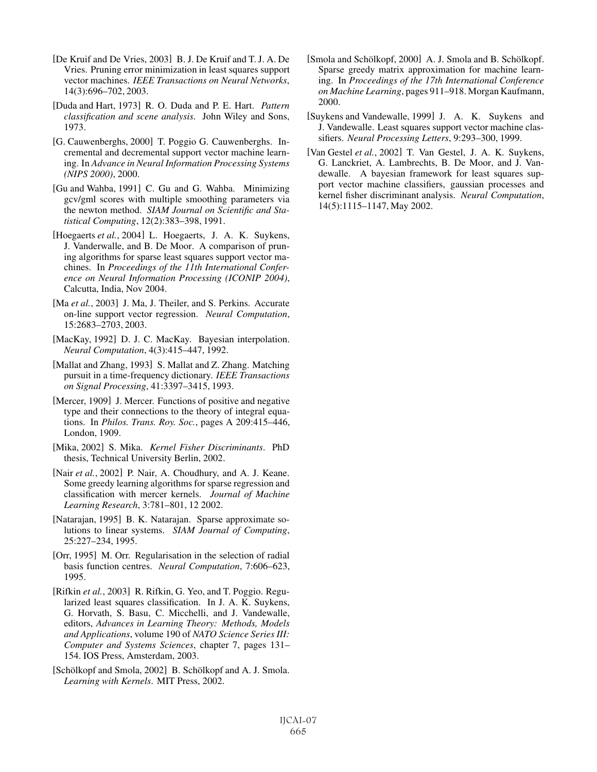[De Kruif and De Vries, 2003] B. J. De Kruif and T. J. A. De Vries. Pruning error minimization in least squares support vector machines. *IEEE Transactions on Neural Networks*, 14(3):696–702, 2003.

[Duda and Hart, 1973] R. O. Duda and P. E. Hart. *Pattern classification and scene analysis*. John Wiley and Sons, 1973.

[G. Cauwenberghs, 2000] T. Poggio G. Cauwenberghs. Incremental and decremental support vector machine learning. In *Advance in Neural Information Processing Systems (NIPS 2000)*, 2000.

[Gu and Wahba, 1991] C. Gu and G. Wahba. Minimizing gcv/gml scores with multiple smoothing parameters via the newton method. *SIAM Journal on Scientific and Statistical Computing*, 12(2):383–398, 1991.

[Hoegaerts *et al.*, 2004] L. Hoegaerts, J. A. K. Suykens, J. Vanderwalle, and B. De Moor. A comparison of pruning algorithms for sparse least squares support vector machines. In *Proceedings of the 11th International Conference on Neural Information Processing (ICONIP 2004)*, Calcutta, India, Nov 2004.

[Ma *et al.*, 2003] J. Ma, J. Theiler, and S. Perkins. Accurate on-line support vector regression. *Neural Computation*, 15:2683–2703, 2003.

[MacKay, 1992] D. J. C. MacKay. Bayesian interpolation. *Neural Computation*, 4(3):415–447, 1992.

[Mallat and Zhang, 1993] S. Mallat and Z. Zhang. Matching pursuit in a time-frequency dictionary. *IEEE Transactions on Signal Processing*, 41:3397–3415, 1993.

[Mercer, 1909] J. Mercer. Functions of positive and negative type and their connections to the theory of integral equations. In *Philos. Trans. Roy. Soc.*, pages A 209:415–446, London, 1909.

[Mika, 2002] S. Mika. *Kernel Fisher Discriminants*. PhD thesis, Technical University Berlin, 2002.

[Nair *et al.*, 2002] P. Nair, A. Choudhury, and A. J. Keane. Some greedy learning algorithms for sparse regression and classification with mercer kernels. *Journal of Machine Learning Research*, 3:781–801, 12 2002.

[Natarajan, 1995] B. K. Natarajan. Sparse approximate solutions to linear systems. *SIAM Journal of Computing*, 25:227–234, 1995.

[Orr, 1995] M. Orr. Regularisation in the selection of radial basis function centres. *Neural Computation*, 7:606–623, 1995.

[Rifkin *et al.*, 2003] R. Rifkin, G. Yeo, and T. Poggio. Regularized least squares classification. In J. A. K. Suykens, G. Horvath, S. Basu, C. Micchelli, and J. Vandewalle, editors, *Advances in Learning Theory: Methods, Models and Applications*, volume 190 of *NATO Science Series III: Computer and Systems Sciences*, chapter 7, pages 131–154. IOS Press, Amsterdam, 2003.

[Schölkopf and Smola, 2002] B. Schölkopf and A. J. Smola. *Learning with Kernels*. MIT Press, 2002.

[Smola and Schölkopf, 2000] A. J. Smola and B. Schölkopf. Sparse greedy matrix approximation for machine learning. In *Proceedings of the 17th International Conference on Machine Learning*, pages 911–918. Morgan Kaufmann, 2000.

[Suykens and Vandewalle, 1999] J. A. K. Suykens and J. Vandewalle. Least squares support vector machine classifiers. *Neural Processing Letters*, 9:293–300, 1999.

[Van Gestel *et al.*, 2002] T. Van Gestel, J. A. K. Suykens, G. Lanckriet, A. Lambrechts, B. De Moor, and J. Vandewalle. A bayesian framework for least squares support vector machine classifiers, gaussian processes and kernel fisher discriminant analysis. *Neural Computation*, 14(5):1115–1147, May 2002.